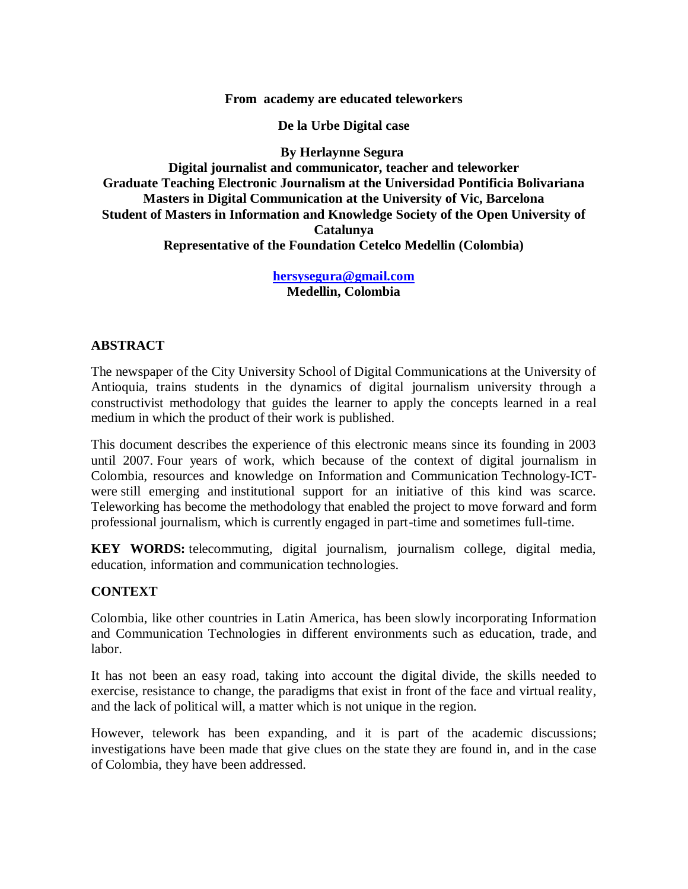# From academy are educated teleworkers

## De la Urbe Digital case

**By Herlaynne Segura**
**Digital journalist and communicator, teacher and teleworker**
**Graduate Teaching Electronic Journalism at the Universidad Pontificia Bolivariana**
**Masters in Digital Communication at the University of Vic, Barcelona**
**Student of Masters in Information and Knowledge Society of the Open University of Catalunya**
**Representative of the Foundation Cetelco Medellin (Colombia)**

**hersysegura@gmail.com**
**Medellin, Colombia**

## ABSTRACT

The newspaper of the City University School of Digital Communications at the University of Antioquia, trains students in the dynamics of digital journalism university through a constructivist methodology that guides the learner to apply the concepts learned in a real medium in which the product of their work is published.

This document describes the experience of this electronic means since its founding in 2003 until 2007. Four years of work, which because of the context of digital journalism in Colombia, resources and knowledge on Information and Communication Technology-ICT-were still emerging and institutional support for an initiative of this kind was scarce. Teleworking has become the methodology that enabled the project to move forward and form professional journalism, which is currently engaged in part-time and sometimes full-time.

**KEY WORDS:** telecommuting, digital journalism, journalism college, digital media, education, information and communication technologies.

## CONTEXT

Colombia, like other countries in Latin America, has been slowly incorporating Information and Communication Technologies in different environments such as education, trade, and labor.

It has not been an easy road, taking into account the digital divide, the skills needed to exercise, resistance to change, the paradigms that exist in front of the face and virtual reality, and the lack of political will, a matter which is not unique in the region.

However, telework has been expanding, and it is part of the academic discussions; investigations have been made that give clues on the state they are found in, and in the case of Colombia, they have been addressed.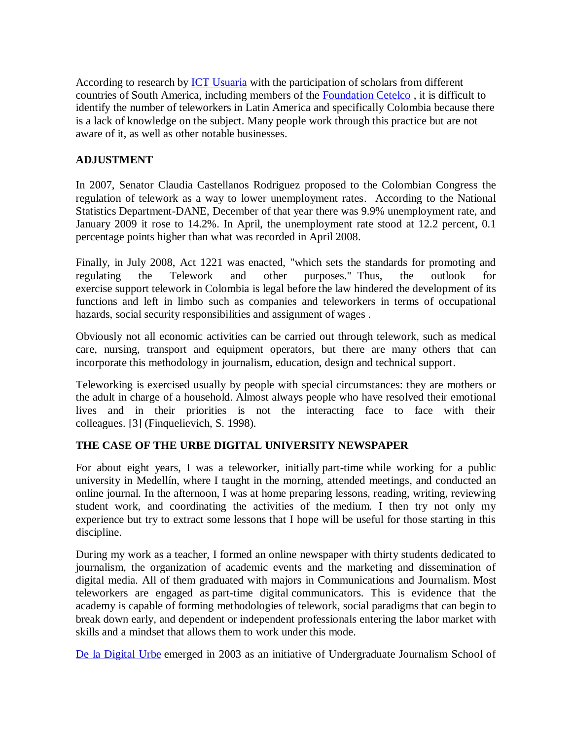According to research by ICT Usuaria with the participation of scholars from different countries of South America, including members of the Foundation Cetelco , it is difficult to identify the number of teleworkers in Latin America and specifically Colombia because there is a lack of knowledge on the subject. Many people work through this practice but are not aware of it, as well as other notable businesses.

## ADJUSTMENT

In 2007, Senator Claudia Castellanos Rodriguez proposed to the Colombian Congress the regulation of telework as a way to lower unemployment rates. According to the National Statistics Department-DANE, December of that year there was 9.9% unemployment rate, and January 2009 it rose to 14.2%. In April, the unemployment rate stood at 12.2 percent, 0.1 percentage points higher than what was recorded in April 2008.

Finally, in July 2008, Act 1221 was enacted, "which sets the standards for promoting and regulating the Telework and other purposes." Thus, the outlook for exercise support telework in Colombia is legal before the law hindered the development of its functions and left in limbo such as companies and teleworkers in terms of occupational hazards, social security responsibilities and assignment of wages .

Obviously not all economic activities can be carried out through telework, such as medical care, nursing, transport and equipment operators, but there are many others that can incorporate this methodology in journalism, education, design and technical support.

Teleworking is exercised usually by people with special circumstances: they are mothers or the adult in charge of a household. Almost always people who have resolved their emotional lives and in their priorities is not the interacting face to face with their colleagues. [3] (Finquelievich, S. 1998).

## THE CASE OF THE URBE DIGITAL UNIVERSITY NEWSPAPER

For about eight years, I was a teleworker, initially part-time while working for a public university in Medellín, where I taught in the morning, attended meetings, and conducted an online journal. In the afternoon, I was at home preparing lessons, reading, writing, reviewing student work, and coordinating the activities of the medium. I then try not only my experience but try to extract some lessons that I hope will be useful for those starting in this discipline.

During my work as a teacher, I formed an online newspaper with thirty students dedicated to journalism, the organization of academic events and the marketing and dissemination of digital media. All of them graduated with majors in Communications and Journalism. Most teleworkers are engaged as part-time digital communicators. This is evidence that the academy is capable of forming methodologies of telework, social paradigms that can begin to break down early, and dependent or independent professionals entering the labor market with skills and a mindset that allows them to work under this mode.

De la Digital Urbe emerged in 2003 as an initiative of Undergraduate Journalism School of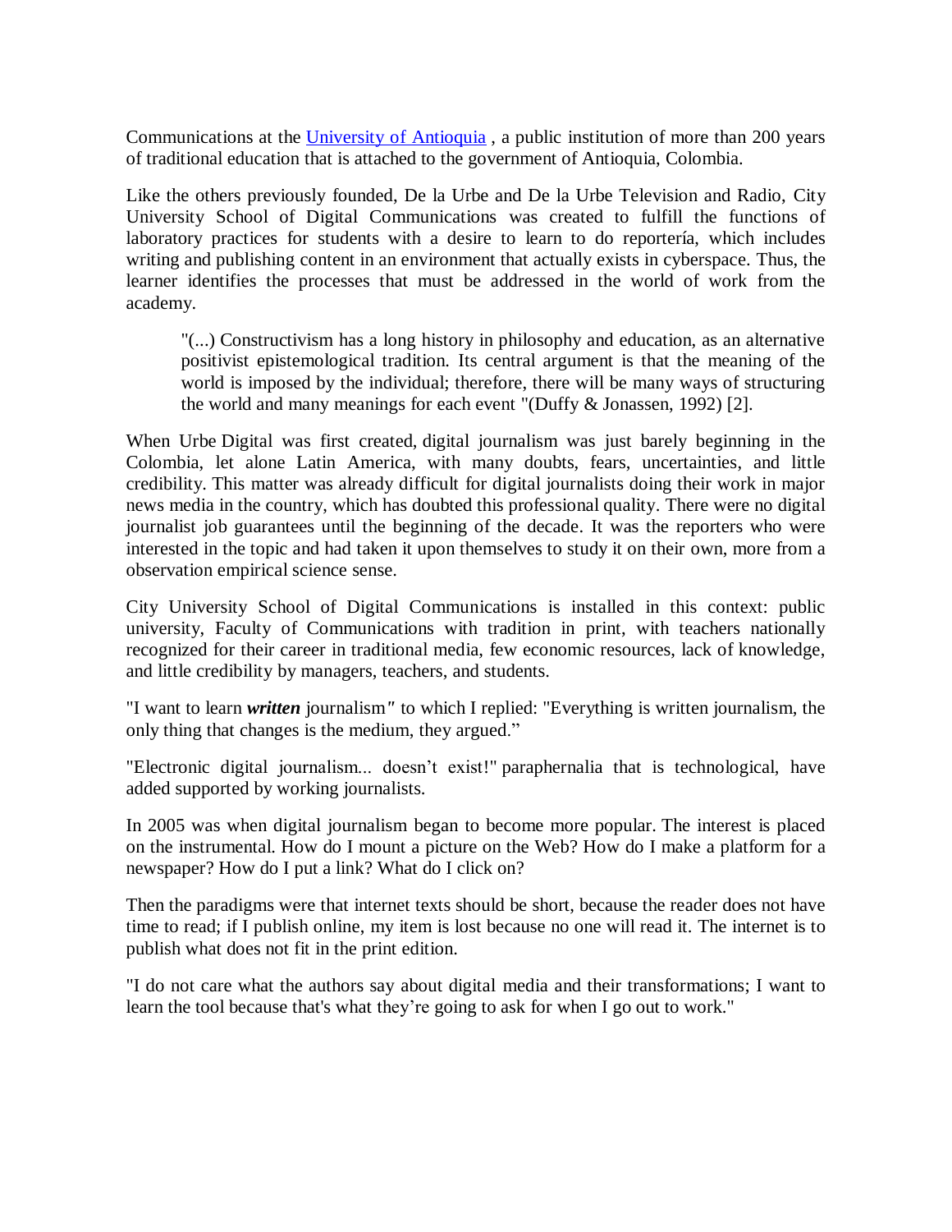Communications at the [University of Antioquia](#) , a public institution of more than 200 years of traditional education that is attached to the government of Antioquia, Colombia.

Like the others previously founded, De la Urbe and De la Urbe Television and Radio, City University School of Digital Communications was created to fulfill the functions of laboratory practices for students with a desire to learn to do reportería, which includes writing and publishing content in an environment that actually exists in cyberspace. Thus, the learner identifies the processes that must be addressed in the world of work from the academy.

> "(...) Constructivism has a long history in philosophy and education, as an alternative positivist epistemological tradition. Its central argument is that the meaning of the world is imposed by the individual; therefore, there will be many ways of structuring the world and many meanings for each event "(Duffy & Jonassen, 1992) [2].

When Urbe Digital was first created, digital journalism was just barely beginning in the Colombia, let alone Latin America, with many doubts, fears, uncertainties, and little credibility. This matter was already difficult for digital journalists doing their work in major news media in the country, which has doubted this professional quality. There were no digital journalist job guarantees until the beginning of the decade. It was the reporters who were interested in the topic and had taken it upon themselves to study it on their own, more from a observation empirical science sense.

City University School of Digital Communications is installed in this context: public university, Faculty of Communications with tradition in print, with teachers nationally recognized for their career in traditional media, few economic resources, lack of knowledge, and little credibility by managers, teachers, and students.

"I want to learn ***written*** journalism*"* to which I replied: "Everything is written journalism, the only thing that changes is the medium, they argued."

"Electronic digital journalism... doesn't exist!" paraphernalia that is technological, have added supported by working journalists.

In 2005 was when digital journalism began to become more popular. The interest is placed on the instrumental. How do I mount a picture on the Web? How do I make a platform for a newspaper? How do I put a link? What do I click on?

Then the paradigms were that internet texts should be short, because the reader does not have time to read; if I publish online, my item is lost because no one will read it. The internet is to publish what does not fit in the print edition.

"I do not care what the authors say about digital media and their transformations; I want to learn the tool because that's what they're going to ask for when I go out to work."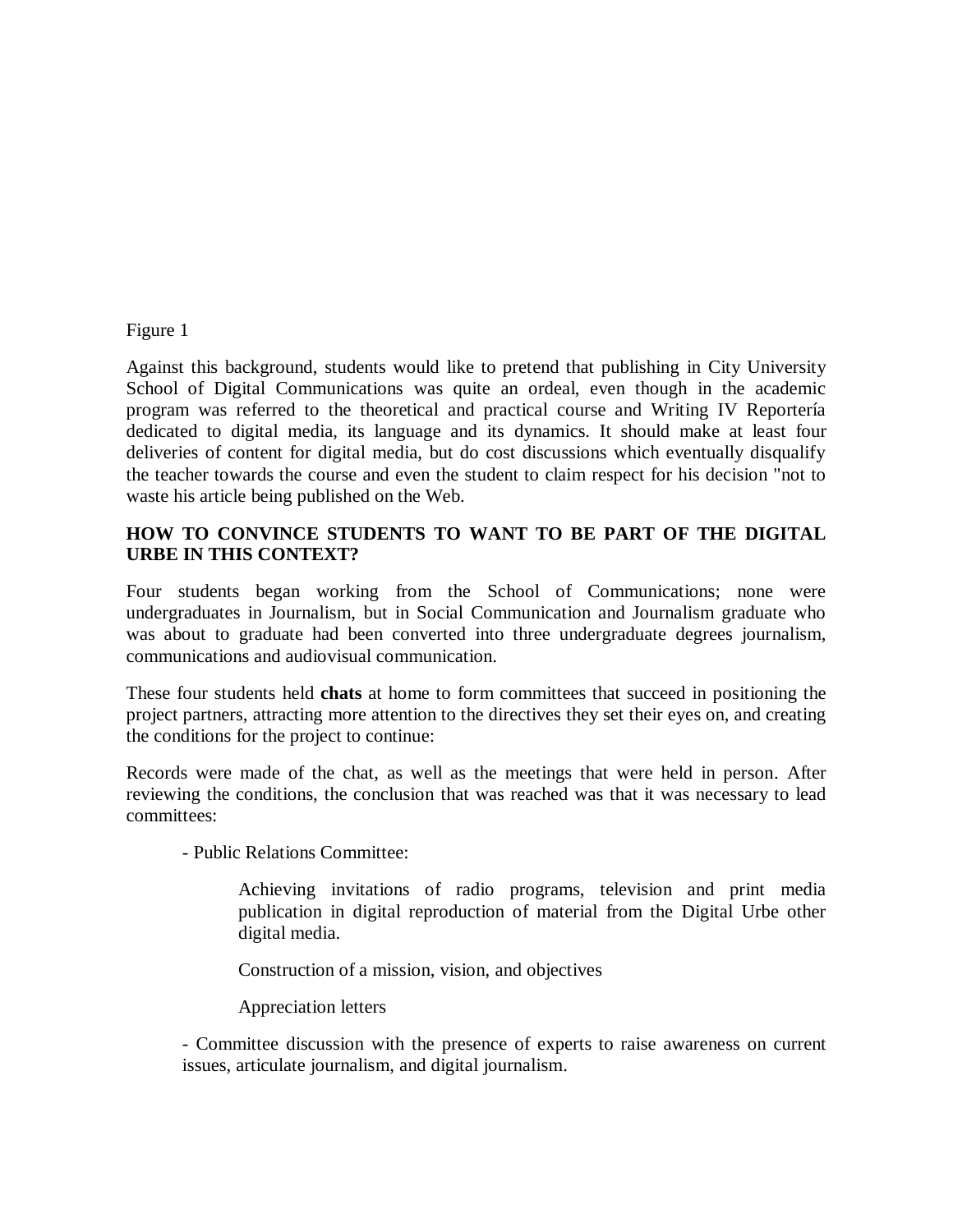Figure 1

Against this background, students would like to pretend that publishing in City University School of Digital Communications was quite an ordeal, even though in the academic program was referred to the theoretical and practical course and Writing IV Reportería dedicated to digital media, its language and its dynamics. It should make at least four deliveries of content for digital media, but do cost discussions which eventually disqualify the teacher towards the course and even the student to claim respect for his decision "not to waste his article being published on the Web.

## HOW TO CONVINCE STUDENTS TO WANT TO BE PART OF THE DIGITAL URBE IN THIS CONTEXT?

Four students began working from the School of Communications; none were undergraduates in Journalism, but in Social Communication and Journalism graduate who was about to graduate had been converted into three undergraduate degrees journalism, communications and audiovisual communication.

These four students held **chats** at home to form committees that succeed in positioning the project partners, attracting more attention to the directives they set their eyes on, and creating the conditions for the project to continue:

Records were made of the chat, as well as the meetings that were held in person. After reviewing the conditions, the conclusion that was reached was that it was necessary to lead committees:

- Public Relations Committee:

  Achieving invitations of radio programs, television and print media publication in digital reproduction of material from the Digital Urbe other digital media.

  Construction of a mission, vision, and objectives

  Appreciation letters

- Committee discussion with the presence of experts to raise awareness on current issues, articulate journalism, and digital journalism.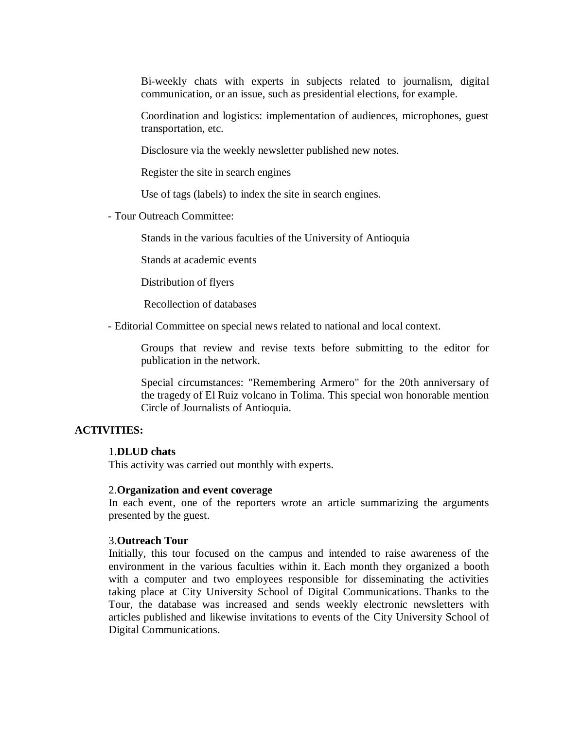Bi-weekly chats with experts in subjects related to journalism, digital communication, or an issue, such as presidential elections, for example.

Coordination and logistics: implementation of audiences, microphones, guest transportation, etc.

Disclosure via the weekly newsletter published new notes.

Register the site in search engines

Use of tags (labels) to index the site in search engines.

- Tour Outreach Committee:

  Stands in the various faculties of the University of Antioquia

  Stands at academic events

  Distribution of flyers

  Recollection of databases

- Editorial Committee on special news related to national and local context.

  Groups that review and revise texts before submitting to the editor for publication in the network.

  Special circumstances: "Remembering Armero" for the 20th anniversary of the tragedy of El Ruiz volcano in Tolima. This special won honorable mention Circle of Journalists of Antioquia.

**ACTIVITIES:**

1. **DLUD chats**

This activity was carried out monthly with experts.

2. **Organization and event coverage**

In each event, one of the reporters wrote an article summarizing the arguments presented by the guest.

3. **Outreach Tour**

Initially, this tour focused on the campus and intended to raise awareness of the environment in the various faculties within it. Each month they organized a booth with a computer and two employees responsible for disseminating the activities taking place at City University School of Digital Communications. Thanks to the Tour, the database was increased and sends weekly electronic newsletters with articles published and likewise invitations to events of the City University School of Digital Communications.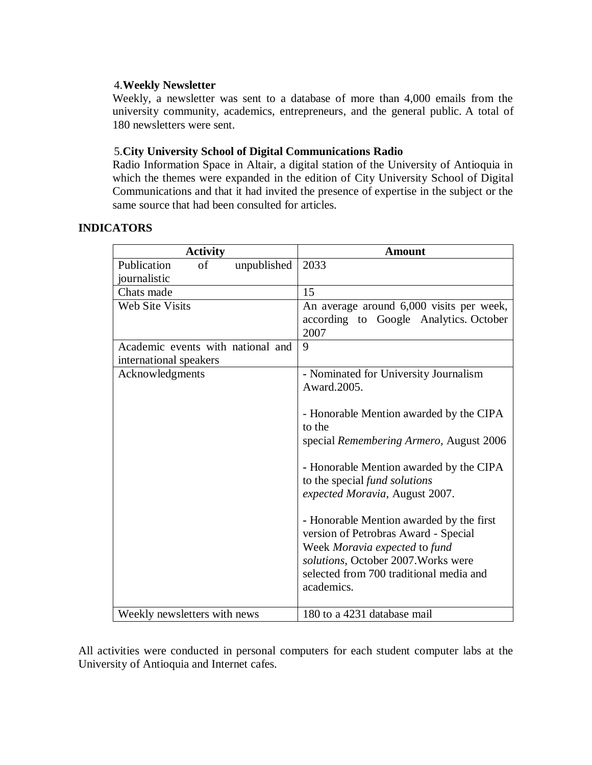4. **Weekly Newsletter**

Weekly, a newsletter was sent to a database of more than 4,000 emails from the university community, academics, entrepreneurs, and the general public. A total of 180 newsletters were sent.

5. **City University School of Digital Communications Radio**

Radio Information Space in Altair, a digital station of the University of Antioquia in which the themes were expanded in the edition of City University School of Digital Communications and that it had invited the presence of expertise in the subject or the same source that had been consulted for articles.

## INDICATORS

| Activity | Amount |
|---|---|
| Publication of unpublished journalistic | 2033 |
| Chats made | 15 |
| Web Site Visits | An average around 6,000 visits per week, according to Google Analytics. October 2007 |
| Academic events with national and international speakers | 9 |
| Acknowledgments | - Nominated for University Journalism Award.2005.<br><br>- Honorable Mention awarded by the CIPA to the special *Remembering Armero,* August 2006<br><br>- Honorable Mention awarded by the CIPA to the special *fund solutions expected Moravia,* August 2007.<br><br>- Honorable Mention awarded by the first version of Petrobras Award - Special Week *Moravia expected* to *fund solutions*, October 2007.Works were selected from 700 traditional media and academics. |
| Weekly newsletters with news | 180 to a 4231 database mail |

All activities were conducted in personal computers for each student computer labs at the University of Antioquia and Internet cafes.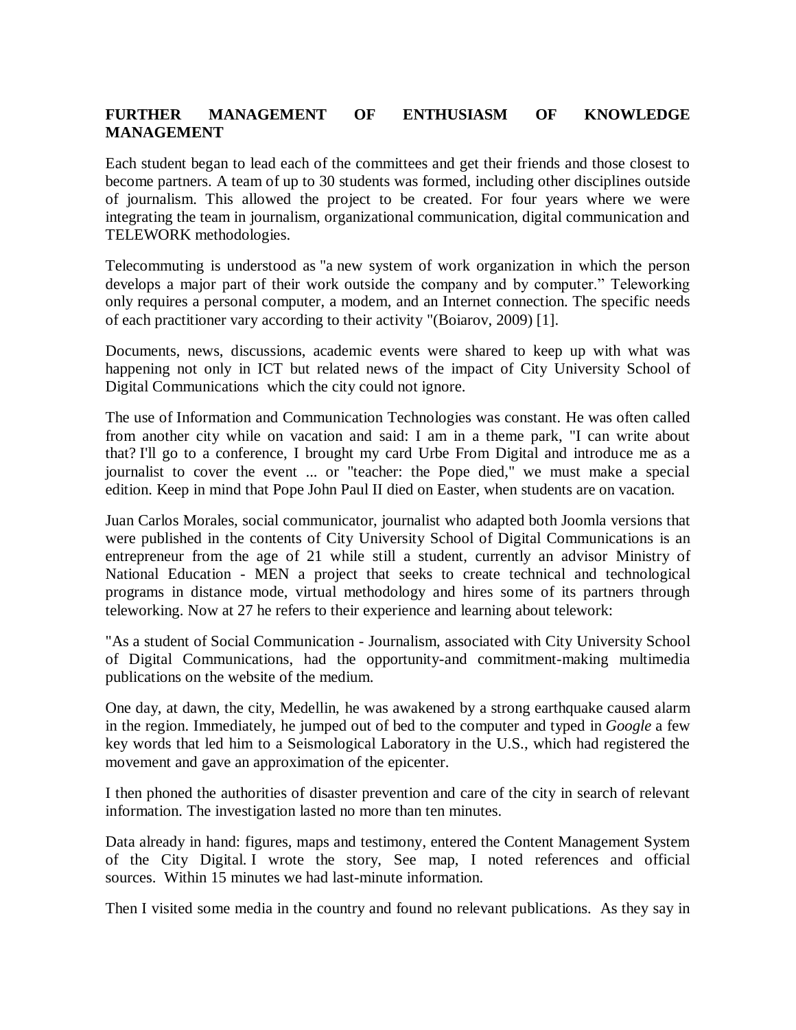**FURTHER MANAGEMENT OF ENTHUSIASM OF KNOWLEDGE MANAGEMENT**

Each student began to lead each of the committees and get their friends and those closest to become partners. A team of up to 30 students was formed, including other disciplines outside of journalism. This allowed the project to be created. For four years where we were integrating the team in journalism, organizational communication, digital communication and TELEWORK methodologies.

Telecommuting is understood as "a new system of work organization in which the person develops a major part of their work outside the company and by computer." Teleworking only requires a personal computer, a modem, and an Internet connection. The specific needs of each practitioner vary according to their activity "(Boiarov, 2009) [1].

Documents, news, discussions, academic events were shared to keep up with what was happening not only in ICT but related news of the impact of City University School of Digital Communications which the city could not ignore.

The use of Information and Communication Technologies was constant. He was often called from another city while on vacation and said: I am in a theme park, "I can write about that? I'll go to a conference, I brought my card Urbe From Digital and introduce me as a journalist to cover the event ... or "teacher: the Pope died," we must make a special edition. Keep in mind that Pope John Paul II died on Easter, when students are on vacation.

Juan Carlos Morales, social communicator, journalist who adapted both Joomla versions that were published in the contents of City University School of Digital Communications is an entrepreneur from the age of 21 while still a student, currently an advisor Ministry of National Education - MEN a project that seeks to create technical and technological programs in distance mode, virtual methodology and hires some of its partners through teleworking. Now at 27 he refers to their experience and learning about telework:

"As a student of Social Communication - Journalism, associated with City University School of Digital Communications, had the opportunity-and commitment-making multimedia publications on the website of the medium.

One day, at dawn, the city, Medellin, he was awakened by a strong earthquake caused alarm in the region. Immediately, he jumped out of bed to the computer and typed in *Google* a few key words that led him to a Seismological Laboratory in the U.S., which had registered the movement and gave an approximation of the epicenter.

I then phoned the authorities of disaster prevention and care of the city in search of relevant information. The investigation lasted no more than ten minutes.

Data already in hand: figures, maps and testimony, entered the Content Management System of the City Digital. I wrote the story, See map, I noted references and official sources. Within 15 minutes we had last-minute information.

Then I visited some media in the country and found no relevant publications. As they say in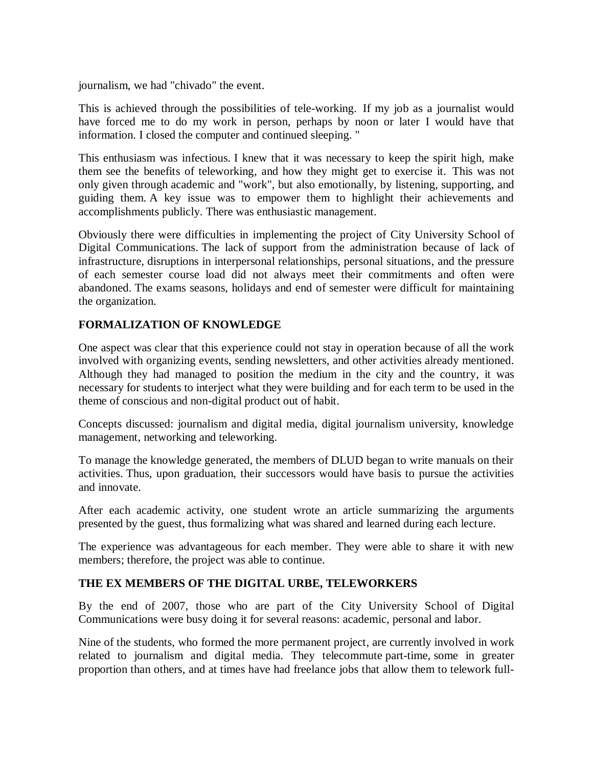journalism, we had "chivado" the event.

This is achieved through the possibilities of tele-working. If my job as a journalist would have forced me to do my work in person, perhaps by noon or later I would have that information. I closed the computer and continued sleeping. "

This enthusiasm was infectious. I knew that it was necessary to keep the spirit high, make them see the benefits of teleworking, and how they might get to exercise it. This was not only given through academic and "work", but also emotionally, by listening, supporting, and guiding them. A key issue was to empower them to highlight their achievements and accomplishments publicly. There was enthusiastic management.

Obviously there were difficulties in implementing the project of City University School of Digital Communications. The lack of support from the administration because of lack of infrastructure, disruptions in interpersonal relationships, personal situations, and the pressure of each semester course load did not always meet their commitments and often were abandoned. The exams seasons, holidays and end of semester were difficult for maintaining the organization.

## FORMALIZATION OF KNOWLEDGE

One aspect was clear that this experience could not stay in operation because of all the work involved with organizing events, sending newsletters, and other activities already mentioned. Although they had managed to position the medium in the city and the country, it was necessary for students to interject what they were building and for each term to be used in the theme of conscious and non-digital product out of habit.

Concepts discussed: journalism and digital media, digital journalism university, knowledge management, networking and teleworking.

To manage the knowledge generated, the members of DLUD began to write manuals on their activities. Thus, upon graduation, their successors would have basis to pursue the activities and innovate.

After each academic activity, one student wrote an article summarizing the arguments presented by the guest, thus formalizing what was shared and learned during each lecture.

The experience was advantageous for each member. They were able to share it with new members; therefore, the project was able to continue.

## THE EX MEMBERS OF THE DIGITAL URBE, TELEWORKERS

By the end of 2007, those who are part of the City University School of Digital Communications were busy doing it for several reasons: academic, personal and labor.

Nine of the students, who formed the more permanent project, are currently involved in work related to journalism and digital media. They telecommute part-time, some in greater proportion than others, and at times have had freelance jobs that allow them to telework full-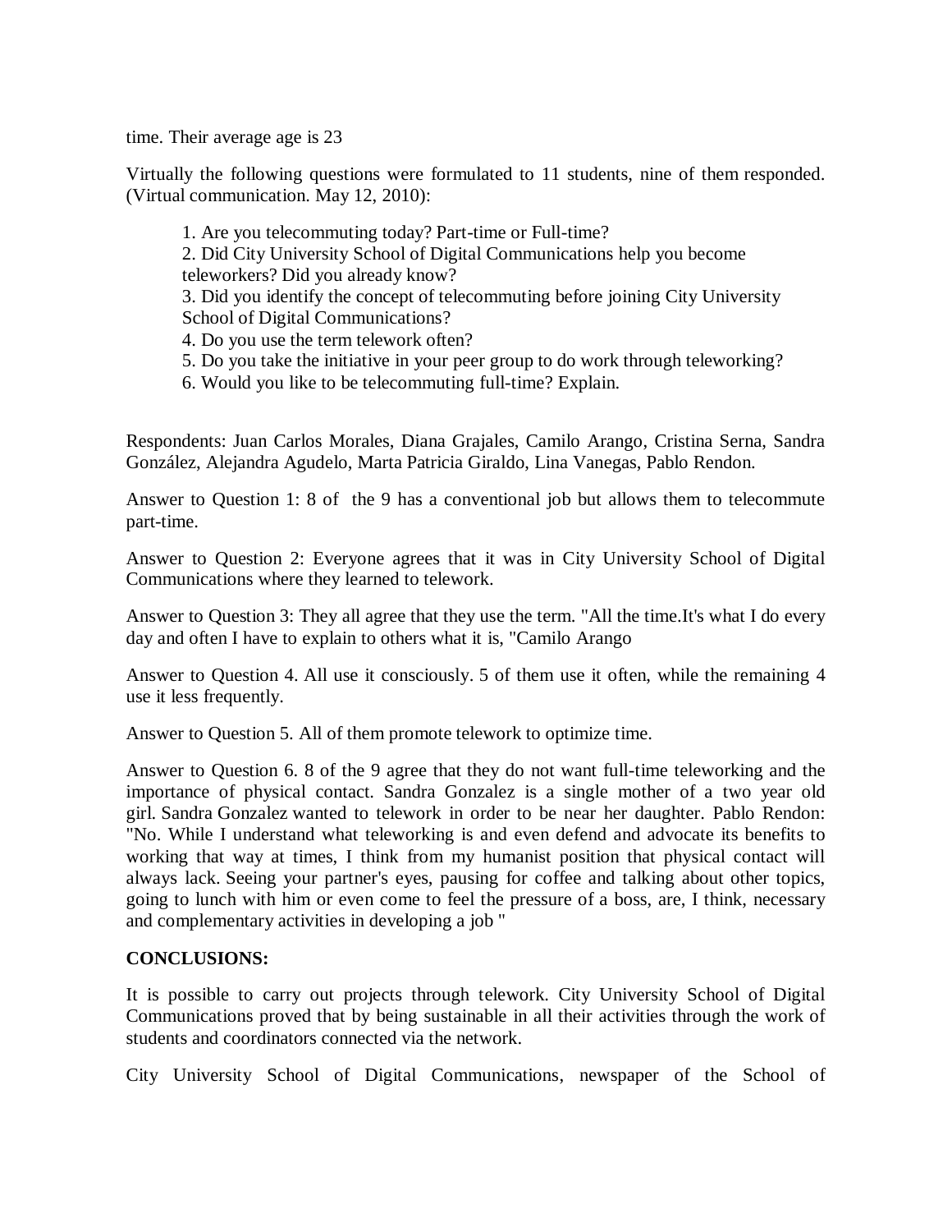time. Their average age is 23

Virtually the following questions were formulated to 11 students, nine of them responded. (Virtual communication. May 12, 2010):

1. Are you telecommuting today? Part-time or Full-time?
2. Did City University School of Digital Communications help you become teleworkers? Did you already know?
3. Did you identify the concept of telecommuting before joining City University School of Digital Communications?
4. Do you use the term telework often?
5. Do you take the initiative in your peer group to do work through teleworking?
6. Would you like to be telecommuting full-time? Explain.

Respondents: Juan Carlos Morales, Diana Grajales, Camilo Arango, Cristina Serna, Sandra González, Alejandra Agudelo, Marta Patricia Giraldo, Lina Vanegas, Pablo Rendon.

Answer to Question 1: 8 of the 9 has a conventional job but allows them to telecommute part-time.

Answer to Question 2: Everyone agrees that it was in City University School of Digital Communications where they learned to telework.

Answer to Question 3: They all agree that they use the term. "All the time.It's what I do every day and often I have to explain to others what it is, "Camilo Arango

Answer to Question 4. All use it consciously. 5 of them use it often, while the remaining 4 use it less frequently.

Answer to Question 5. All of them promote telework to optimize time.

Answer to Question 6. 8 of the 9 agree that they do not want full-time teleworking and the importance of physical contact. Sandra Gonzalez is a single mother of a two year old girl. Sandra Gonzalez wanted to telework in order to be near her daughter. Pablo Rendon: "No. While I understand what teleworking is and even defend and advocate its benefits to working that way at times, I think from my humanist position that physical contact will always lack. Seeing your partner's eyes, pausing for coffee and talking about other topics, going to lunch with him or even come to feel the pressure of a boss, are, I think, necessary and complementary activities in developing a job "

**CONCLUSIONS:**

It is possible to carry out projects through telework. City University School of Digital Communications proved that by being sustainable in all their activities through the work of students and coordinators connected via the network.

City University School of Digital Communications, newspaper of the School of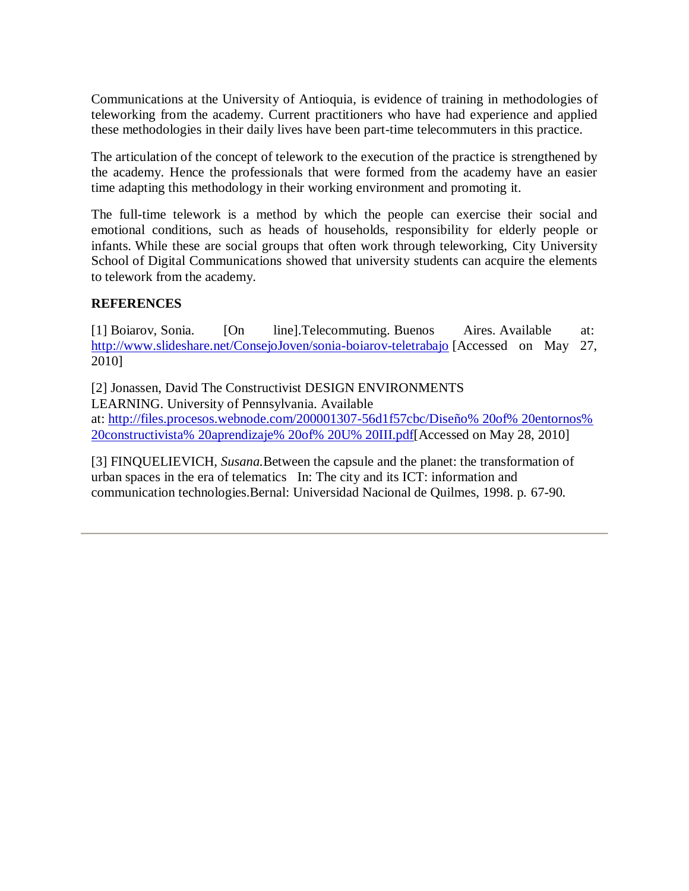Communications at the University of Antioquia, is evidence of training in methodologies of teleworking from the academy. Current practitioners who have had experience and applied these methodologies in their daily lives have been part-time telecommuters in this practice.

The articulation of the concept of telework to the execution of the practice is strengthened by the academy. Hence the professionals that were formed from the academy have an easier time adapting this methodology in their working environment and promoting it.

The full-time telework is a method by which the people can exercise their social and emotional conditions, such as heads of households, responsibility for elderly people or infants. While these are social groups that often work through teleworking, City University School of Digital Communications showed that university students can acquire the elements to telework from the academy.

**REFERENCES**

[1] Boiarov, Sonia. [On line].Telecommuting. Buenos Aires. Available at: http://www.slideshare.net/ConsejoJoven/sonia-boiarov-teletrabajo [Accessed on May 27, 2010]

[2] Jonassen, David The Constructivist DESIGN ENVIRONMENTS LEARNING. University of Pennsylvania. Available at: http://files.procesos.webnode.com/200001307-56d1f57cbc/Diseño% 20of% 20entornos% 20constructivista% 20aprendizaje% 20of% 20U% 20III.pdf[Accessed on May 28, 2010]

[3] FINQUELIEVICH, *Susana.*Between the capsule and the planet: the transformation of urban spaces in the era of telematics In: The city and its ICT: information and communication technologies.Bernal: Universidad Nacional de Quilmes, 1998. p. 67-90.